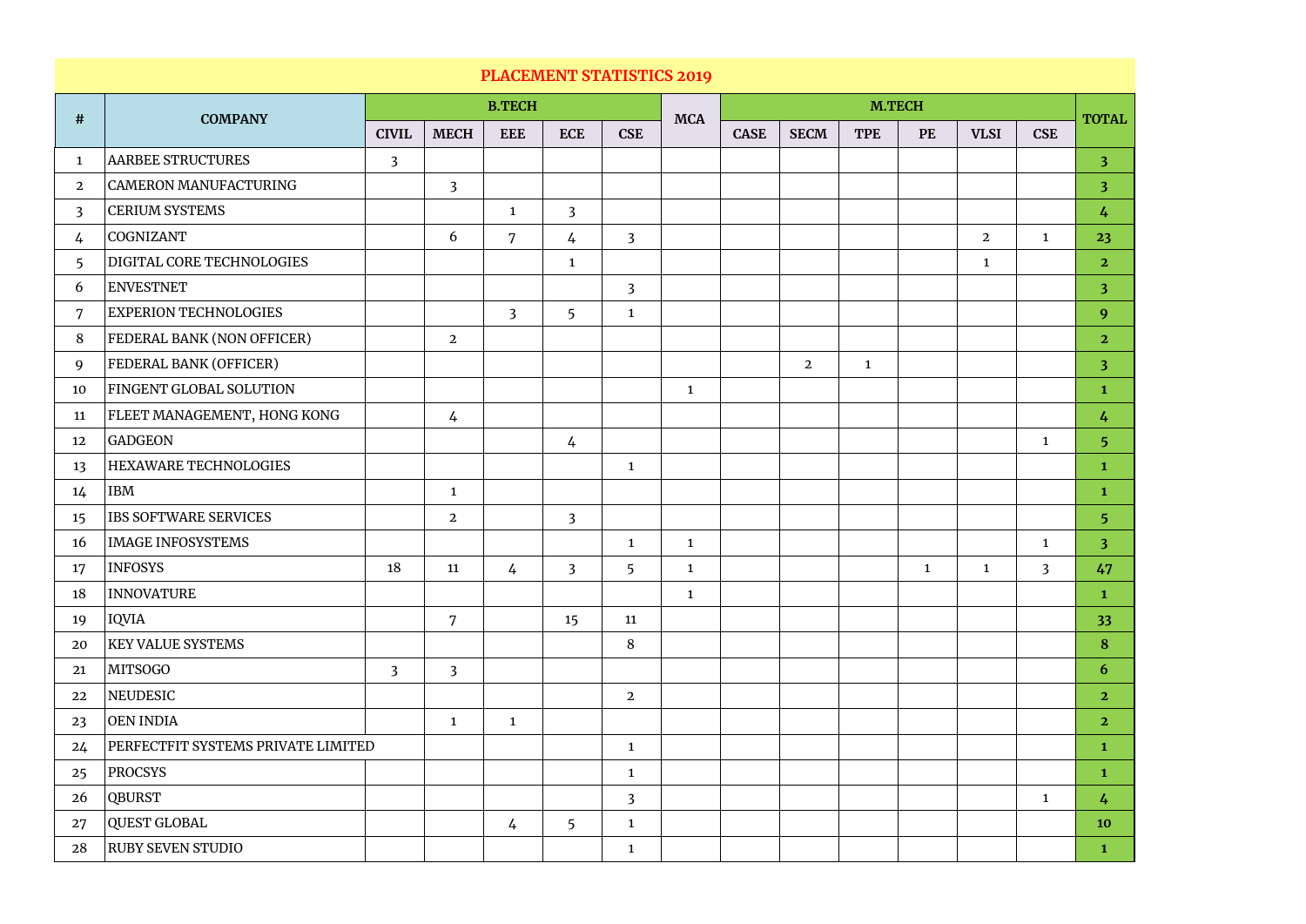## PLACEMENT STATISTICS 2019

| # | COMPANY | B.TECH | | | | | MCA | M.TECH | | | | | | TOTAL |
|---|---|---|---|---|---|---|---|---|---|---|---|---|---|---|
| | | CIVIL | MECH | EEE | ECE | CSE | | CASE | SECM | TPE | PE | VLSI | CSE | |
| 1 | AARBEE STRUCTURES | 3 | | | | | | | | | | | | 3 |
| 2 | CAMERON MANUFACTURING | | 3 | | | | | | | | | | | 3 |
| 3 | CERIUM SYSTEMS | | | 1 | 3 | | | | | | | | | 4 |
| 4 | COGNIZANT | | 6 | 7 | 4 | 3 | | | | | | 2 | 1 | 23 |
| 5 | DIGITAL CORE TECHNOLOGIES | | | | 1 | | | | | | | 1 | | 2 |
| 6 | ENVESTNET | | | | | 3 | | | | | | | | 3 |
| 7 | EXPERION TECHNOLOGIES | | | 3 | 5 | 1 | | | | | | | | 9 |
| 8 | FEDERAL BANK (NON OFFICER) | | 2 | | | | | | | | | | | 2 |
| 9 | FEDERAL BANK (OFFICER) | | | | | | | | 2 | 1 | | | | 3 |
| 10 | FINGENT GLOBAL SOLUTION | | | | | | 1 | | | | | | | 1 |
| 11 | FLEET MANAGEMENT, HONG KONG | | 4 | | | | | | | | | | | 4 |
| 12 | GADGEON | | | | 4 | | | | | | | | 1 | 5 |
| 13 | HEXAWARE TECHNOLOGIES | | | | | 1 | | | | | | | | 1 |
| 14 | IBM | | 1 | | | | | | | | | | | 1 |
| 15 | IBS SOFTWARE SERVICES | | 2 | | 3 | | | | | | | | | 5 |
| 16 | IMAGE INFOSYSTEMS | | | | | 1 | 1 | | | | | | 1 | 3 |
| 17 | INFOSYS | 18 | 11 | 4 | 3 | 5 | 1 | | | | 1 | 1 | 3 | 47 |
| 18 | INNOVATURE | | | | | | 1 | | | | | | | 1 |
| 19 | IQVIA | | 7 | | 15 | 11 | | | | | | | | 33 |
| 20 | KEY VALUE SYSTEMS | | | | | 8 | | | | | | | | 8 |
| 21 | MITSOGO | 3 | 3 | | | | | | | | | | | 6 |
| 22 | NEUDESIC | | | | | 2 | | | | | | | | 2 |
| 23 | OEN INDIA | | 1 | 1 | | | | | | | | | | 2 |
| 24 | PERFECTFIT SYSTEMS PRIVATE LIMITED | | | | | 1 | | | | | | | | 1 |
| 25 | PROCSYS | | | | | 1 | | | | | | | | 1 |
| 26 | QBURST | | | | | 3 | | | | | | | 1 | 4 |
| 27 | QUEST GLOBAL | | | 4 | 5 | 1 | | | | | | | | 10 |
| 28 | RUBY SEVEN STUDIO | | | | | 1 | | | | | | | | 1 |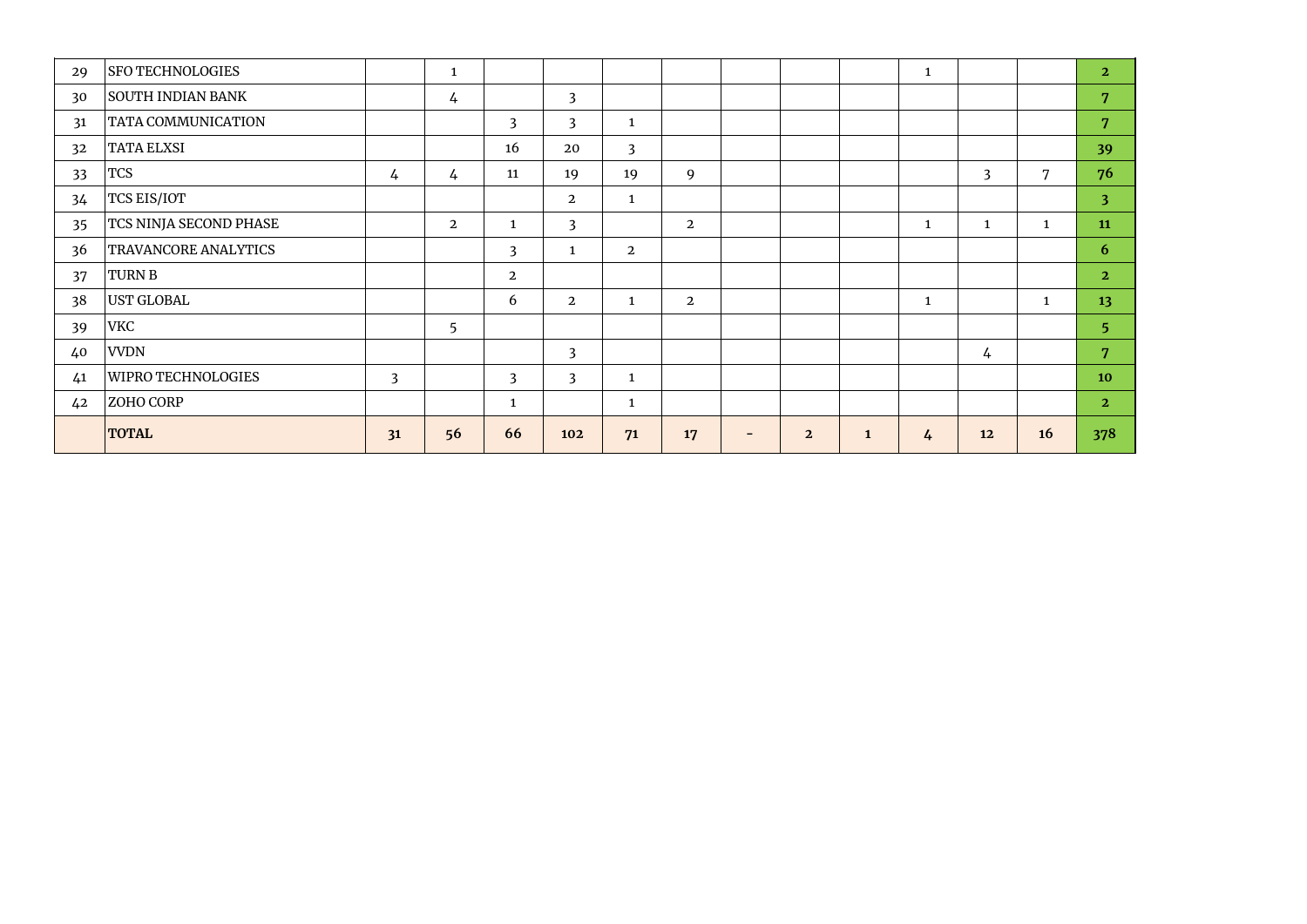| | | | | | | | | | | | | | | |
|---|---|---|---|---|---|---|---|---|---|---|---|---|---|---|
| 29 | SFO TECHNOLOGIES | | 1 | | | | | | | | 1 | | | **2** |
| 30 | SOUTH INDIAN BANK | | 4 | | 3 | | | | | | | | | **7** |
| 31 | TATA COMMUNICATION | | | 3 | 3 | 1 | | | | | | | | **7** |
| 32 | TATA ELXSI | | | 16 | 20 | 3 | | | | | | | | **39** |
| 33 | TCS | 4 | 4 | 11 | 19 | 19 | 9 | | | | | 3 | 7 | **76** |
| 34 | TCS EIS/IOT | | | | 2 | 1 | | | | | | | | **3** |
| 35 | TCS NINJA SECOND PHASE | | 2 | 1 | 3 | | 2 | | | | 1 | 1 | 1 | **11** |
| 36 | TRAVANCORE ANALYTICS | | | 3 | 1 | 2 | | | | | | | | **6** |
| 37 | TURN B | | | 2 | | | | | | | | | | **2** |
| 38 | UST GLOBAL | | | 6 | 2 | 1 | 2 | | | | 1 | | 1 | **13** |
| 39 | VKC | | 5 | | | | | | | | | | | **5** |
| 40 | VVDN | | | | 3 | | | | | | | 4 | | **7** |
| 41 | WIPRO TECHNOLOGIES | 3 | | 3 | 3 | 1 | | | | | | | | **10** |
| 42 | ZOHO CORP | | | 1 | | 1 | | | | | | | | **2** |
| | **TOTAL** | **31** | **56** | **66** | **102** | **71** | **17** | **-** | **2** | **1** | **4** | **12** | **16** | **378** |